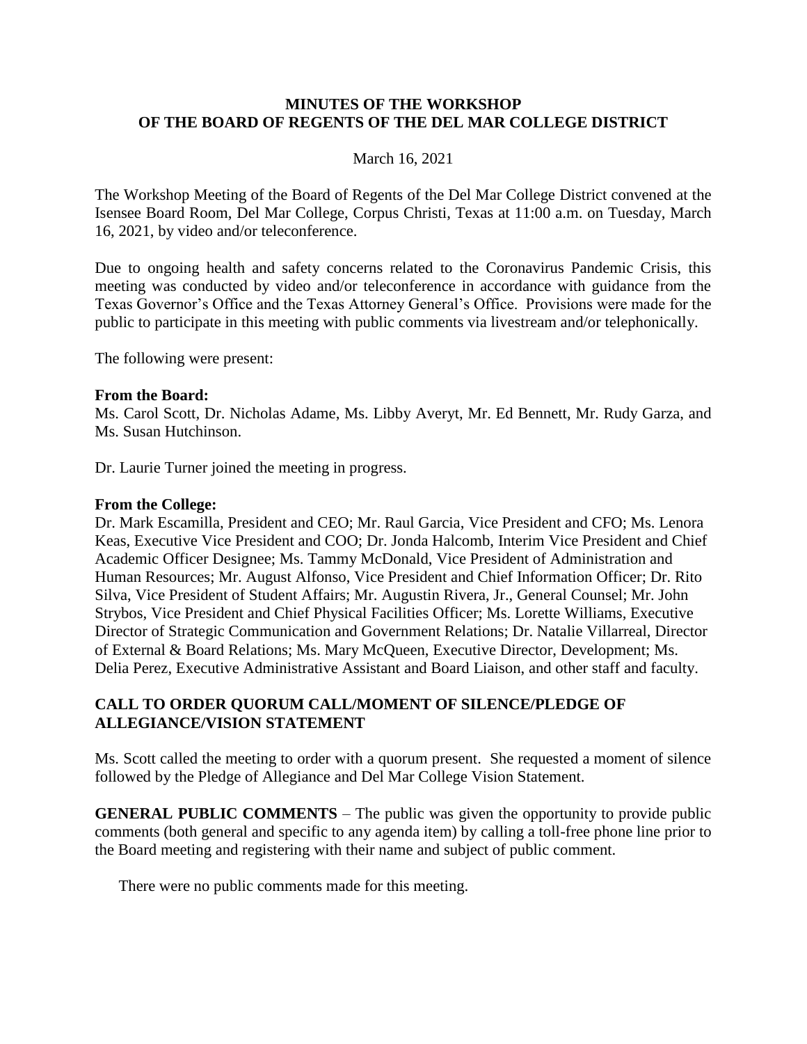# MINUTES OF THE WORKSHOP OF THE BOARD OF REGENTS OF THE DEL MAR COLLEGE DISTRICT

March 16, 2021

The Workshop Meeting of the Board of Regents of the Del Mar College District convened at the Isensee Board Room, Del Mar College, Corpus Christi, Texas at 11:00 a.m. on Tuesday, March 16, 2021, by video and/or teleconference.

Due to ongoing health and safety concerns related to the Coronavirus Pandemic Crisis, this meeting was conducted by video and/or teleconference in accordance with guidance from the Texas Governor's Office and the Texas Attorney General's Office. Provisions were made for the public to participate in this meeting with public comments via livestream and/or telephonically.

The following were present:

**From the Board:**
Ms. Carol Scott, Dr. Nicholas Adame, Ms. Libby Averyt, Mr. Ed Bennett, Mr. Rudy Garza, and Ms. Susan Hutchinson.

Dr. Laurie Turner joined the meeting in progress.

**From the College:**
Dr. Mark Escamilla, President and CEO; Mr. Raul Garcia, Vice President and CFO; Ms. Lenora Keas, Executive Vice President and COO; Dr. Jonda Halcomb, Interim Vice President and Chief Academic Officer Designee; Ms. Tammy McDonald, Vice President of Administration and Human Resources; Mr. August Alfonso, Vice President and Chief Information Officer; Dr. Rito Silva, Vice President of Student Affairs; Mr. Augustin Rivera, Jr., General Counsel; Mr. John Strybos, Vice President and Chief Physical Facilities Officer; Ms. Lorette Williams, Executive Director of Strategic Communication and Government Relations; Dr. Natalie Villarreal, Director of External & Board Relations; Ms. Mary McQueen, Executive Director, Development; Ms. Delia Perez, Executive Administrative Assistant and Board Liaison, and other staff and faculty.

## CALL TO ORDER QUORUM CALL/MOMENT OF SILENCE/PLEDGE OF ALLEGIANCE/VISION STATEMENT

Ms. Scott called the meeting to order with a quorum present. She requested a moment of silence followed by the Pledge of Allegiance and Del Mar College Vision Statement.

**GENERAL PUBLIC COMMENTS** – The public was given the opportunity to provide public comments (both general and specific to any agenda item) by calling a toll-free phone line prior to the Board meeting and registering with their name and subject of public comment.

There were no public comments made for this meeting.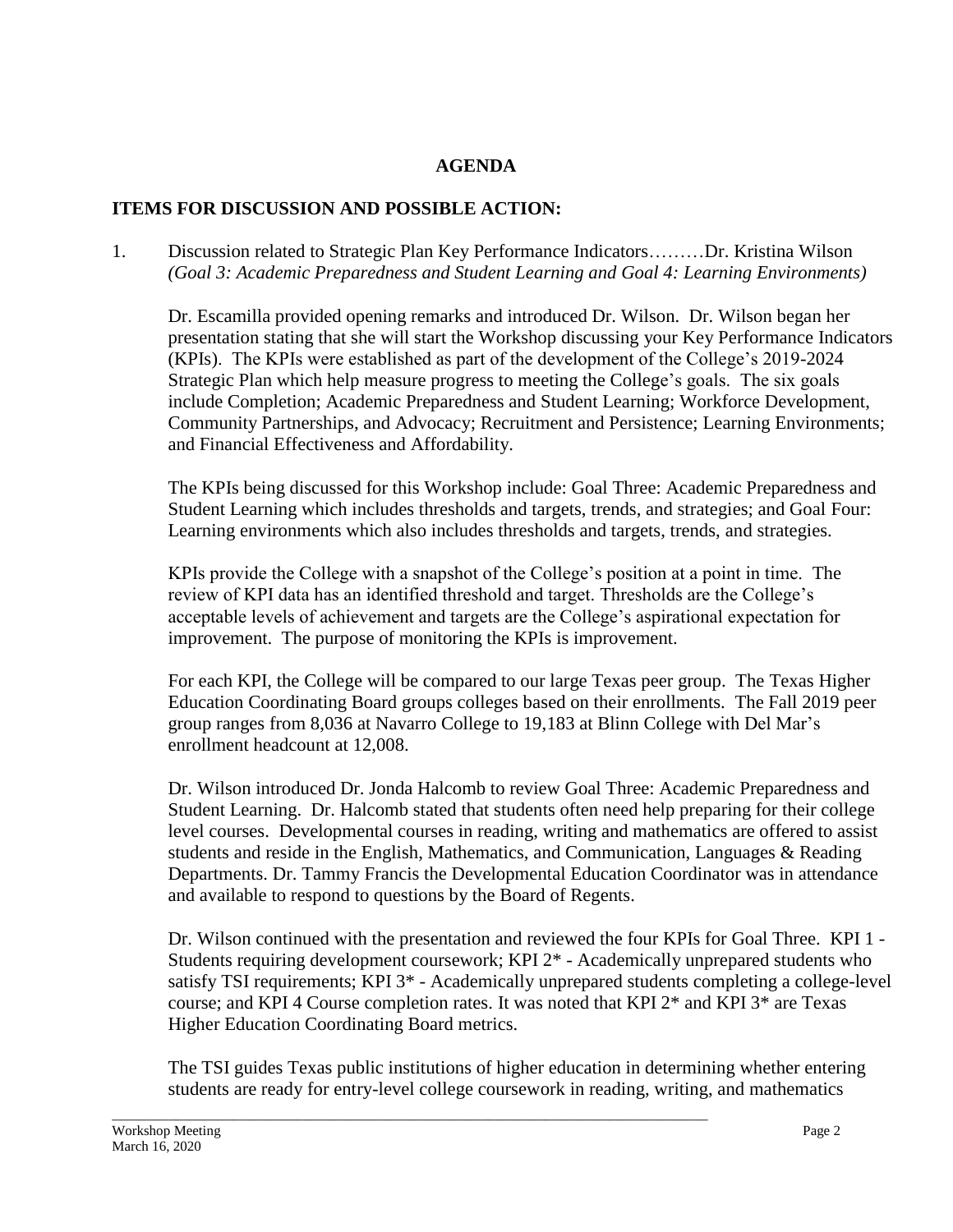## AGENDA

### ITEMS FOR DISCUSSION AND POSSIBLE ACTION:

1. Discussion related to Strategic Plan Key Performance Indicators………Dr. Kristina Wilson *(Goal 3: Academic Preparedness and Student Learning and Goal 4: Learning Environments)*

   Dr. Escamilla provided opening remarks and introduced Dr. Wilson. Dr. Wilson began her presentation stating that she will start the Workshop discussing your Key Performance Indicators (KPIs). The KPIs were established as part of the development of the College's 2019-2024 Strategic Plan which help measure progress to meeting the College's goals. The six goals include Completion; Academic Preparedness and Student Learning; Workforce Development, Community Partnerships, and Advocacy; Recruitment and Persistence; Learning Environments; and Financial Effectiveness and Affordability.

   The KPIs being discussed for this Workshop include: Goal Three: Academic Preparedness and Student Learning which includes thresholds and targets, trends, and strategies; and Goal Four: Learning environments which also includes thresholds and targets, trends, and strategies.

   KPIs provide the College with a snapshot of the College's position at a point in time. The review of KPI data has an identified threshold and target. Thresholds are the College's acceptable levels of achievement and targets are the College's aspirational expectation for improvement. The purpose of monitoring the KPIs is improvement.

   For each KPI, the College will be compared to our large Texas peer group. The Texas Higher Education Coordinating Board groups colleges based on their enrollments. The Fall 2019 peer group ranges from 8,036 at Navarro College to 19,183 at Blinn College with Del Mar's enrollment headcount at 12,008.

   Dr. Wilson introduced Dr. Jonda Halcomb to review Goal Three: Academic Preparedness and Student Learning. Dr. Halcomb stated that students often need help preparing for their college level courses. Developmental courses in reading, writing and mathematics are offered to assist students and reside in the English, Mathematics, and Communication, Languages & Reading Departments. Dr. Tammy Francis the Developmental Education Coordinator was in attendance and available to respond to questions by the Board of Regents.

   Dr. Wilson continued with the presentation and reviewed the four KPIs for Goal Three. KPI 1 - Students requiring development coursework; KPI 2* - Academically unprepared students who satisfy TSI requirements; KPI 3* - Academically unprepared students completing a college-level course; and KPI 4 Course completion rates. It was noted that KPI 2* and KPI 3* are Texas Higher Education Coordinating Board metrics.

   The TSI guides Texas public institutions of higher education in determining whether entering students are ready for entry-level college coursework in reading, writing, and mathematics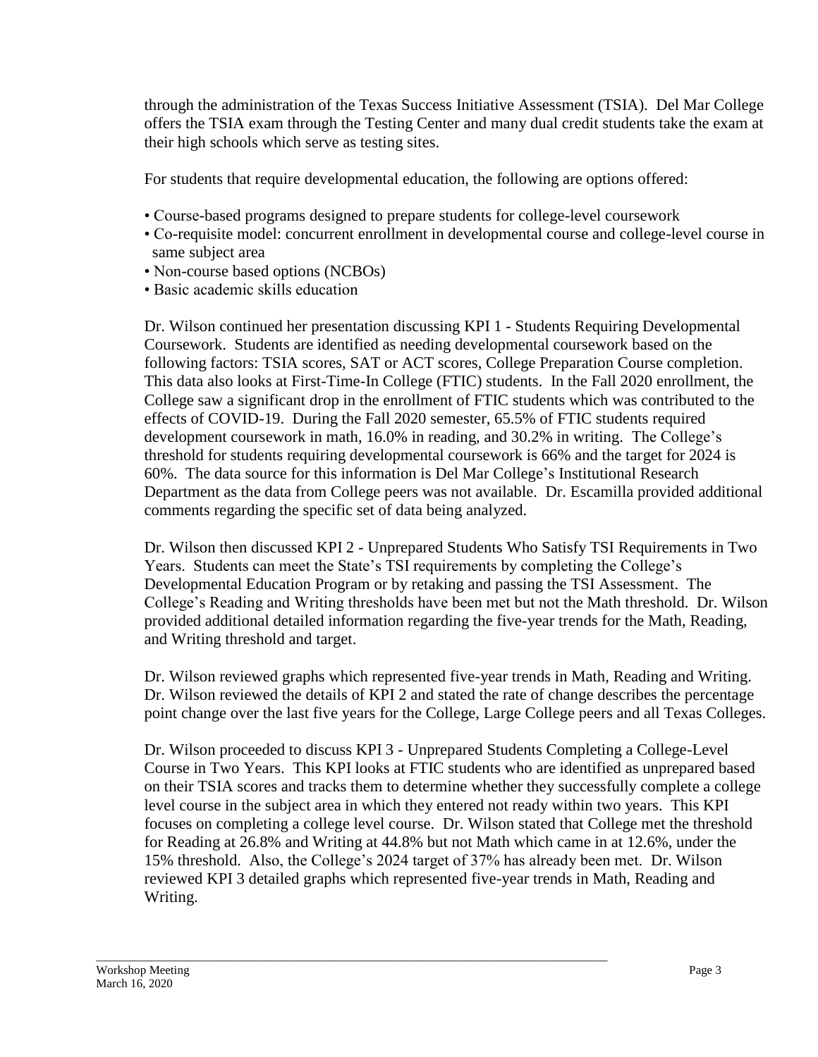through the administration of the Texas Success Initiative Assessment (TSIA). Del Mar College offers the TSIA exam through the Testing Center and many dual credit students take the exam at their high schools which serve as testing sites.

For students that require developmental education, the following are options offered:

- Course-based programs designed to prepare students for college-level coursework
- Co-requisite model: concurrent enrollment in developmental course and college-level course in same subject area
- Non-course based options (NCBOs)
- Basic academic skills education

Dr. Wilson continued her presentation discussing KPI 1 - Students Requiring Developmental Coursework. Students are identified as needing developmental coursework based on the following factors: TSIA scores, SAT or ACT scores, College Preparation Course completion. This data also looks at First-Time-In College (FTIC) students. In the Fall 2020 enrollment, the College saw a significant drop in the enrollment of FTIC students which was contributed to the effects of COVID-19. During the Fall 2020 semester, 65.5% of FTIC students required development coursework in math, 16.0% in reading, and 30.2% in writing. The College's threshold for students requiring developmental coursework is 66% and the target for 2024 is 60%. The data source for this information is Del Mar College's Institutional Research Department as the data from College peers was not available. Dr. Escamilla provided additional comments regarding the specific set of data being analyzed.

Dr. Wilson then discussed KPI 2 - Unprepared Students Who Satisfy TSI Requirements in Two Years. Students can meet the State's TSI requirements by completing the College's Developmental Education Program or by retaking and passing the TSI Assessment. The College's Reading and Writing thresholds have been met but not the Math threshold. Dr. Wilson provided additional detailed information regarding the five-year trends for the Math, Reading, and Writing threshold and target.

Dr. Wilson reviewed graphs which represented five-year trends in Math, Reading and Writing. Dr. Wilson reviewed the details of KPI 2 and stated the rate of change describes the percentage point change over the last five years for the College, Large College peers and all Texas Colleges.

Dr. Wilson proceeded to discuss KPI 3 - Unprepared Students Completing a College-Level Course in Two Years. This KPI looks at FTIC students who are identified as unprepared based on their TSIA scores and tracks them to determine whether they successfully complete a college level course in the subject area in which they entered not ready within two years. This KPI focuses on completing a college level course. Dr. Wilson stated that College met the threshold for Reading at 26.8% and Writing at 44.8% but not Math which came in at 12.6%, under the 15% threshold. Also, the College's 2024 target of 37% has already been met. Dr. Wilson reviewed KPI 3 detailed graphs which represented five-year trends in Math, Reading and Writing.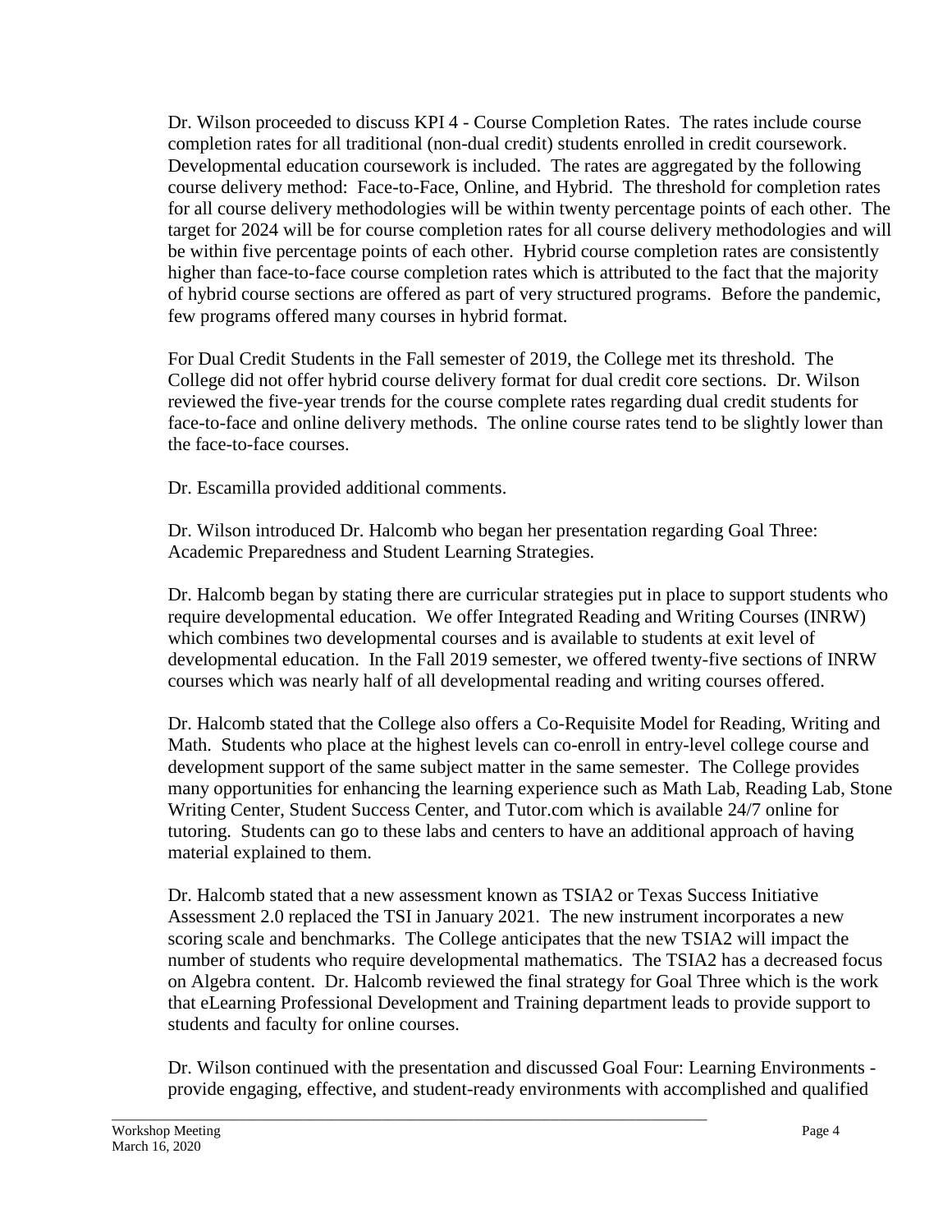Dr. Wilson proceeded to discuss KPI 4 - Course Completion Rates. The rates include course completion rates for all traditional (non-dual credit) students enrolled in credit coursework. Developmental education coursework is included. The rates are aggregated by the following course delivery method: Face-to-Face, Online, and Hybrid. The threshold for completion rates for all course delivery methodologies will be within twenty percentage points of each other. The target for 2024 will be for course completion rates for all course delivery methodologies and will be within five percentage points of each other. Hybrid course completion rates are consistently higher than face-to-face course completion rates which is attributed to the fact that the majority of hybrid course sections are offered as part of very structured programs. Before the pandemic, few programs offered many courses in hybrid format.

For Dual Credit Students in the Fall semester of 2019, the College met its threshold. The College did not offer hybrid course delivery format for dual credit core sections. Dr. Wilson reviewed the five-year trends for the course complete rates regarding dual credit students for face-to-face and online delivery methods. The online course rates tend to be slightly lower than the face-to-face courses.

Dr. Escamilla provided additional comments.

Dr. Wilson introduced Dr. Halcomb who began her presentation regarding Goal Three: Academic Preparedness and Student Learning Strategies.

Dr. Halcomb began by stating there are curricular strategies put in place to support students who require developmental education. We offer Integrated Reading and Writing Courses (INRW) which combines two developmental courses and is available to students at exit level of developmental education. In the Fall 2019 semester, we offered twenty-five sections of INRW courses which was nearly half of all developmental reading and writing courses offered.

Dr. Halcomb stated that the College also offers a Co-Requisite Model for Reading, Writing and Math. Students who place at the highest levels can co-enroll in entry-level college course and development support of the same subject matter in the same semester. The College provides many opportunities for enhancing the learning experience such as Math Lab, Reading Lab, Stone Writing Center, Student Success Center, and Tutor.com which is available 24/7 online for tutoring. Students can go to these labs and centers to have an additional approach of having material explained to them.

Dr. Halcomb stated that a new assessment known as TSIA2 or Texas Success Initiative Assessment 2.0 replaced the TSI in January 2021. The new instrument incorporates a new scoring scale and benchmarks. The College anticipates that the new TSIA2 will impact the number of students who require developmental mathematics. The TSIA2 has a decreased focus on Algebra content. Dr. Halcomb reviewed the final strategy for Goal Three which is the work that eLearning Professional Development and Training department leads to provide support to students and faculty for online courses.

Dr. Wilson continued with the presentation and discussed Goal Four: Learning Environments - provide engaging, effective, and student-ready environments with accomplished and qualified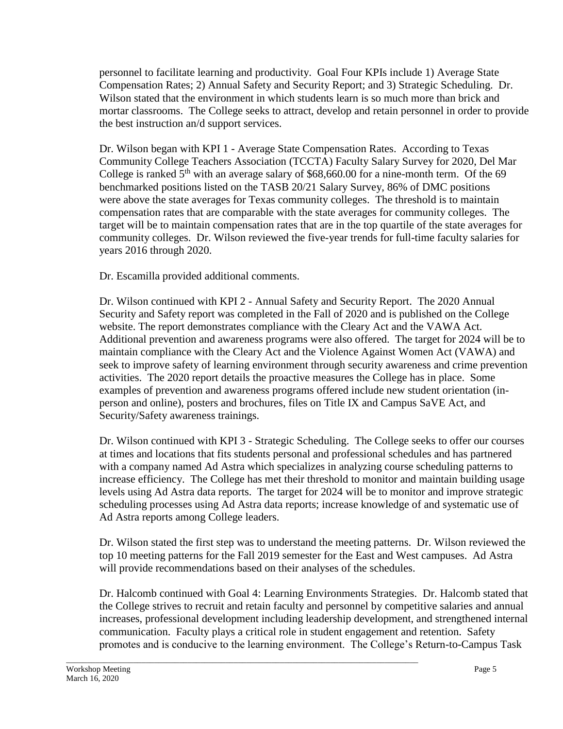personnel to facilitate learning and productivity. Goal Four KPIs include 1) Average State Compensation Rates; 2) Annual Safety and Security Report; and 3) Strategic Scheduling. Dr. Wilson stated that the environment in which students learn is so much more than brick and mortar classrooms. The College seeks to attract, develop and retain personnel in order to provide the best instruction an/d support services.

Dr. Wilson began with KPI 1 - Average State Compensation Rates. According to Texas Community College Teachers Association (TCCTA) Faculty Salary Survey for 2020, Del Mar College is ranked 5th with an average salary of $68,660.00 for a nine-month term. Of the 69 benchmarked positions listed on the TASB 20/21 Salary Survey, 86% of DMC positions were above the state averages for Texas community colleges. The threshold is to maintain compensation rates that are comparable with the state averages for community colleges. The target will be to maintain compensation rates that are in the top quartile of the state averages for community colleges. Dr. Wilson reviewed the five-year trends for full-time faculty salaries for years 2016 through 2020.

Dr. Escamilla provided additional comments.

Dr. Wilson continued with KPI 2 - Annual Safety and Security Report. The 2020 Annual Security and Safety report was completed in the Fall of 2020 and is published on the College website. The report demonstrates compliance with the Cleary Act and the VAWA Act. Additional prevention and awareness programs were also offered. The target for 2024 will be to maintain compliance with the Cleary Act and the Violence Against Women Act (VAWA) and seek to improve safety of learning environment through security awareness and crime prevention activities. The 2020 report details the proactive measures the College has in place. Some examples of prevention and awareness programs offered include new student orientation (in-person and online), posters and brochures, files on Title IX and Campus SaVE Act, and Security/Safety awareness trainings.

Dr. Wilson continued with KPI 3 - Strategic Scheduling. The College seeks to offer our courses at times and locations that fits students personal and professional schedules and has partnered with a company named Ad Astra which specializes in analyzing course scheduling patterns to increase efficiency. The College has met their threshold to monitor and maintain building usage levels using Ad Astra data reports. The target for 2024 will be to monitor and improve strategic scheduling processes using Ad Astra data reports; increase knowledge of and systematic use of Ad Astra reports among College leaders.

Dr. Wilson stated the first step was to understand the meeting patterns. Dr. Wilson reviewed the top 10 meeting patterns for the Fall 2019 semester for the East and West campuses. Ad Astra will provide recommendations based on their analyses of the schedules.

Dr. Halcomb continued with Goal 4: Learning Environments Strategies. Dr. Halcomb stated that the College strives to recruit and retain faculty and personnel by competitive salaries and annual increases, professional development including leadership development, and strengthened internal communication. Faculty plays a critical role in student engagement and retention. Safety promotes and is conducive to the learning environment. The College's Return-to-Campus Task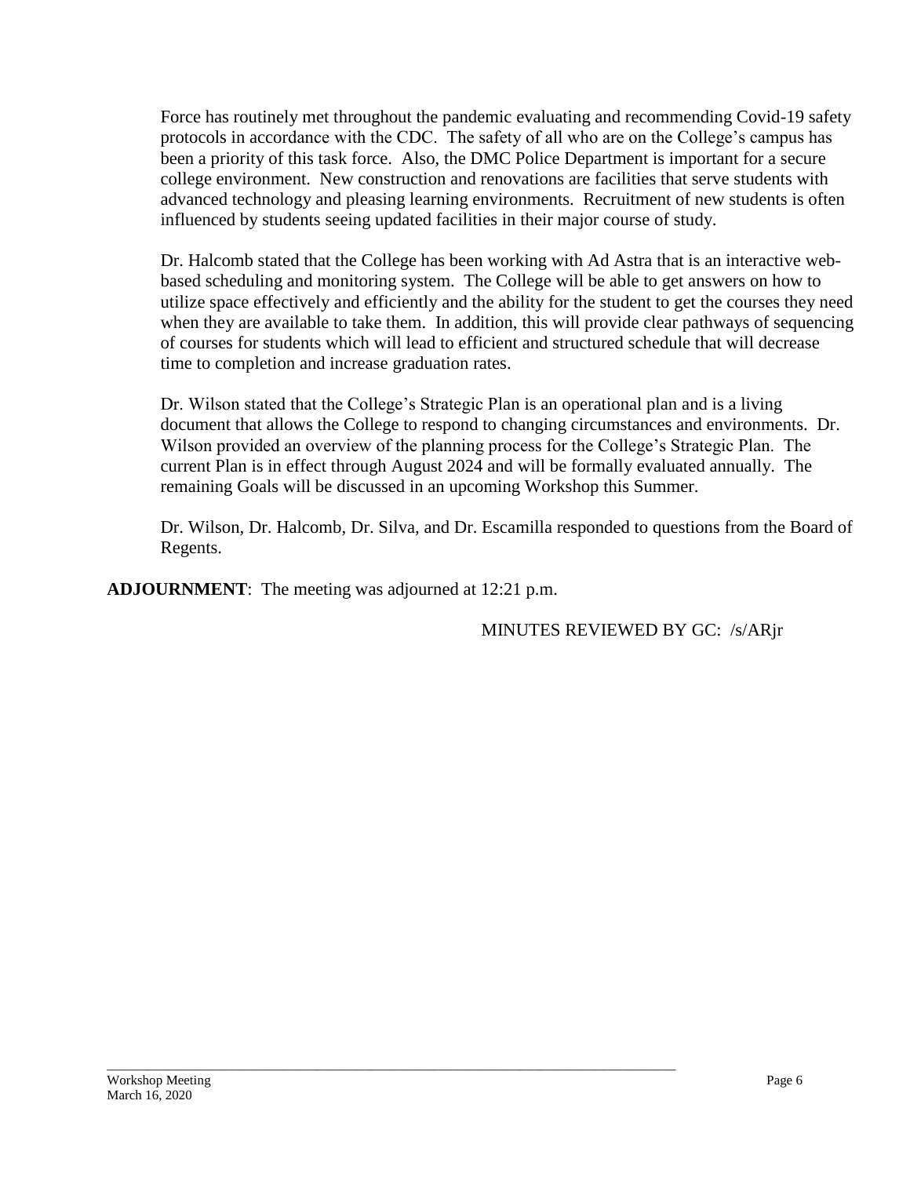Force has routinely met throughout the pandemic evaluating and recommending Covid-19 safety protocols in accordance with the CDC. The safety of all who are on the College's campus has been a priority of this task force. Also, the DMC Police Department is important for a secure college environment. New construction and renovations are facilities that serve students with advanced technology and pleasing learning environments. Recruitment of new students is often influenced by students seeing updated facilities in their major course of study.

Dr. Halcomb stated that the College has been working with Ad Astra that is an interactive web-based scheduling and monitoring system. The College will be able to get answers on how to utilize space effectively and efficiently and the ability for the student to get the courses they need when they are available to take them. In addition, this will provide clear pathways of sequencing of courses for students which will lead to efficient and structured schedule that will decrease time to completion and increase graduation rates.

Dr. Wilson stated that the College's Strategic Plan is an operational plan and is a living document that allows the College to respond to changing circumstances and environments. Dr. Wilson provided an overview of the planning process for the College's Strategic Plan. The current Plan is in effect through August 2024 and will be formally evaluated annually. The remaining Goals will be discussed in an upcoming Workshop this Summer.

Dr. Wilson, Dr. Halcomb, Dr. Silva, and Dr. Escamilla responded to questions from the Board of Regents.

**ADJOURNMENT**: The meeting was adjourned at 12:21 p.m.

MINUTES REVIEWED BY GC: /s/ARjr